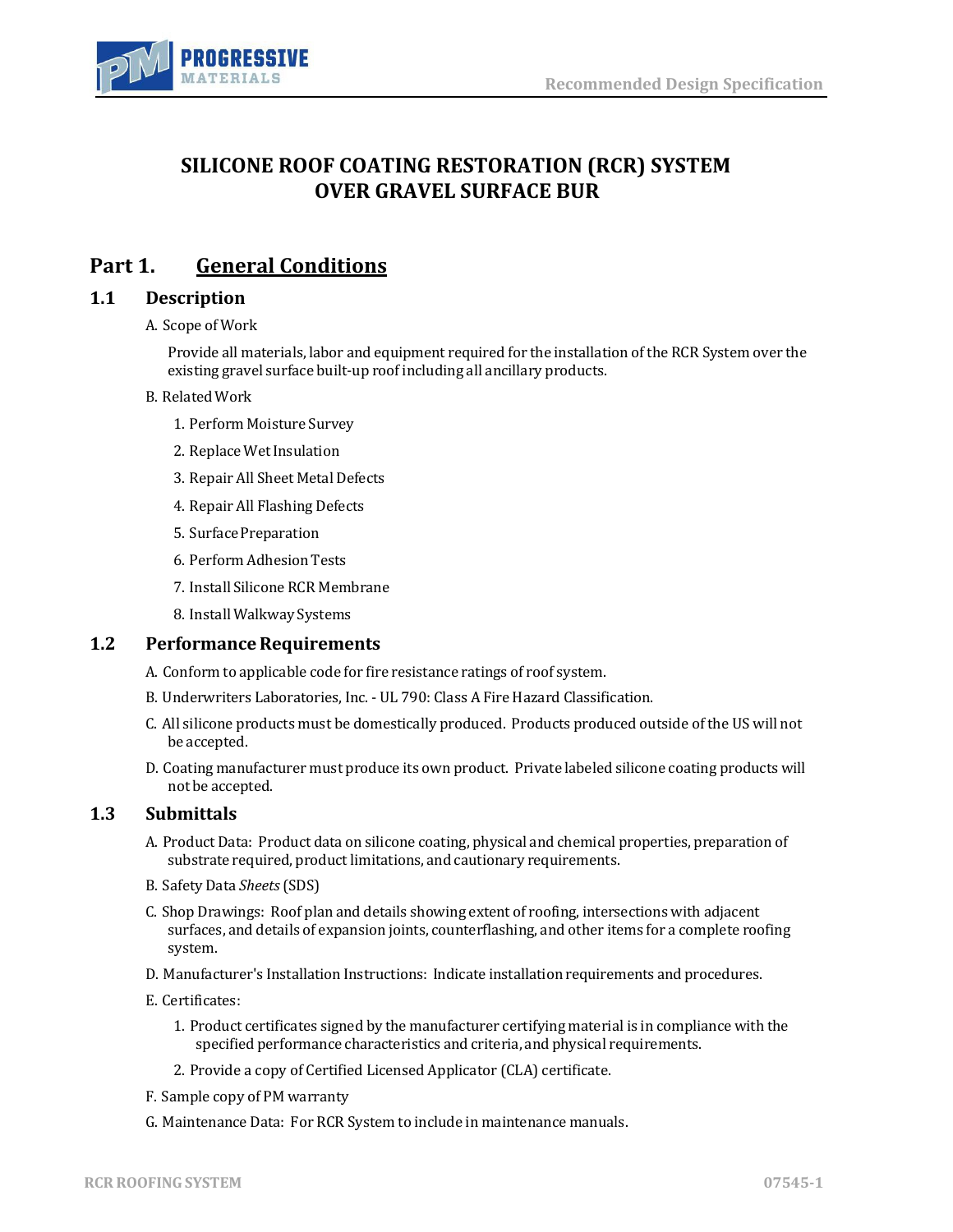# SILICONE ROOF COATING RESTORATION (RCR) SYSTEM OVER GRAVEL SURFACE BUR

## Part 1. General Conditions

### 1.1 Description

A. Scope of Work

Provide all materials, labor and equipment required for the installation of the RCR System over the existing gravel surface built-up roof including all ancillary products.

B. Related Work

1. Perform Moisture Survey
2. Replace Wet Insulation
3. Repair All Sheet Metal Defects
4. Repair All Flashing Defects
5. Surface Preparation
6. Perform Adhesion Tests
7. Install Silicone RCR Membrane
8. Install Walkway Systems

### 1.2 Performance Requirements

A. Conform to applicable code for fire resistance ratings of roof system.

B. Underwriters Laboratories, Inc. - UL 790: Class A Fire Hazard Classification.

C. All silicone products must be domestically produced. Products produced outside of the US will not be accepted.

D. Coating manufacturer must produce its own product. Private labeled silicone coating products will not be accepted.

### 1.3 Submittals

A. Product Data: Product data on silicone coating, physical and chemical properties, preparation of substrate required, product limitations, and cautionary requirements.

B. Safety Data *Sheets* (SDS)

C. Shop Drawings: Roof plan and details showing extent of roofing, intersections with adjacent surfaces, and details of expansion joints, counterflashing, and other items for a complete roofing system.

D. Manufacturer's Installation Instructions: Indicate installation requirements and procedures.

E. Certificates:

1. Product certificates signed by the manufacturer certifying material is in compliance with the specified performance characteristics and criteria, and physical requirements.
2. Provide a copy of Certified Licensed Applicator (CLA) certificate.

F. Sample copy of PM warranty

G. Maintenance Data: For RCR System to include in maintenance manuals.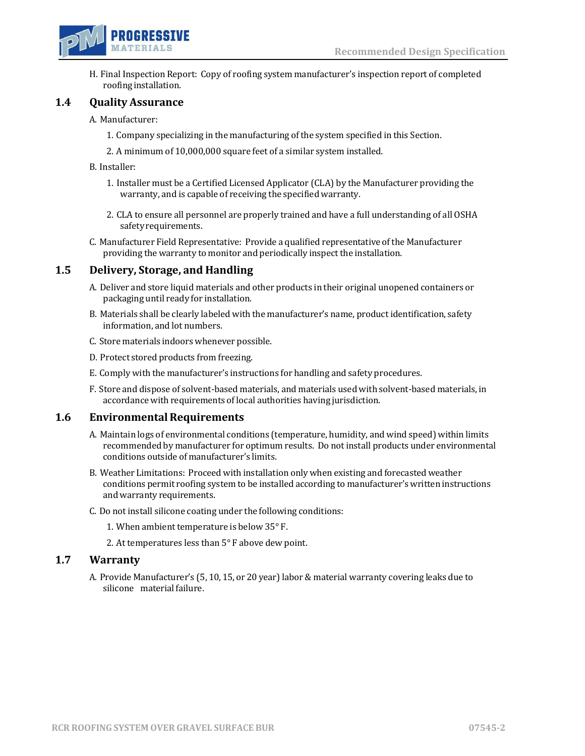H. Final Inspection Report: Copy of roofing system manufacturer's inspection report of completed roofing installation.

## 1.4 Quality Assurance

A. Manufacturer:

1. Company specializing in the manufacturing of the system specified in this Section.
2. A minimum of 10,000,000 square feet of a similar system installed.

B. Installer:

1. Installer must be a Certified Licensed Applicator (CLA) by the Manufacturer providing the warranty, and is capable of receiving the specified warranty.
2. CLA to ensure all personnel are properly trained and have a full understanding of all OSHA safety requirements.

C. Manufacturer Field Representative: Provide a qualified representative of the Manufacturer providing the warranty to monitor and periodically inspect the installation.

## 1.5 Delivery, Storage, and Handling

A. Deliver and store liquid materials and other products in their original unopened containers or packaging until ready for installation.

B. Materials shall be clearly labeled with the manufacturer's name, product identification, safety information, and lot numbers.

C. Store materials indoors whenever possible.

D. Protect stored products from freezing.

E. Comply with the manufacturer's instructions for handling and safety procedures.

F. Store and dispose of solvent-based materials, and materials used with solvent-based materials, in accordance with requirements of local authorities having jurisdiction.

## 1.6 Environmental Requirements

A. Maintain logs of environmental conditions (temperature, humidity, and wind speed) within limits recommended by manufacturer for optimum results. Do not install products under environmental conditions outside of manufacturer's limits.

B. Weather Limitations: Proceed with installation only when existing and forecasted weather conditions permit roofing system to be installed according to manufacturer's written instructions and warranty requirements.

C. Do not install silicone coating under the following conditions:

1. When ambient temperature is below 35° F.
2. At temperatures less than 5° F above dew point.

## 1.7 Warranty

A. Provide Manufacturer's (5, 10, 15, or 20 year) labor & material warranty covering leaks due to silicone material failure.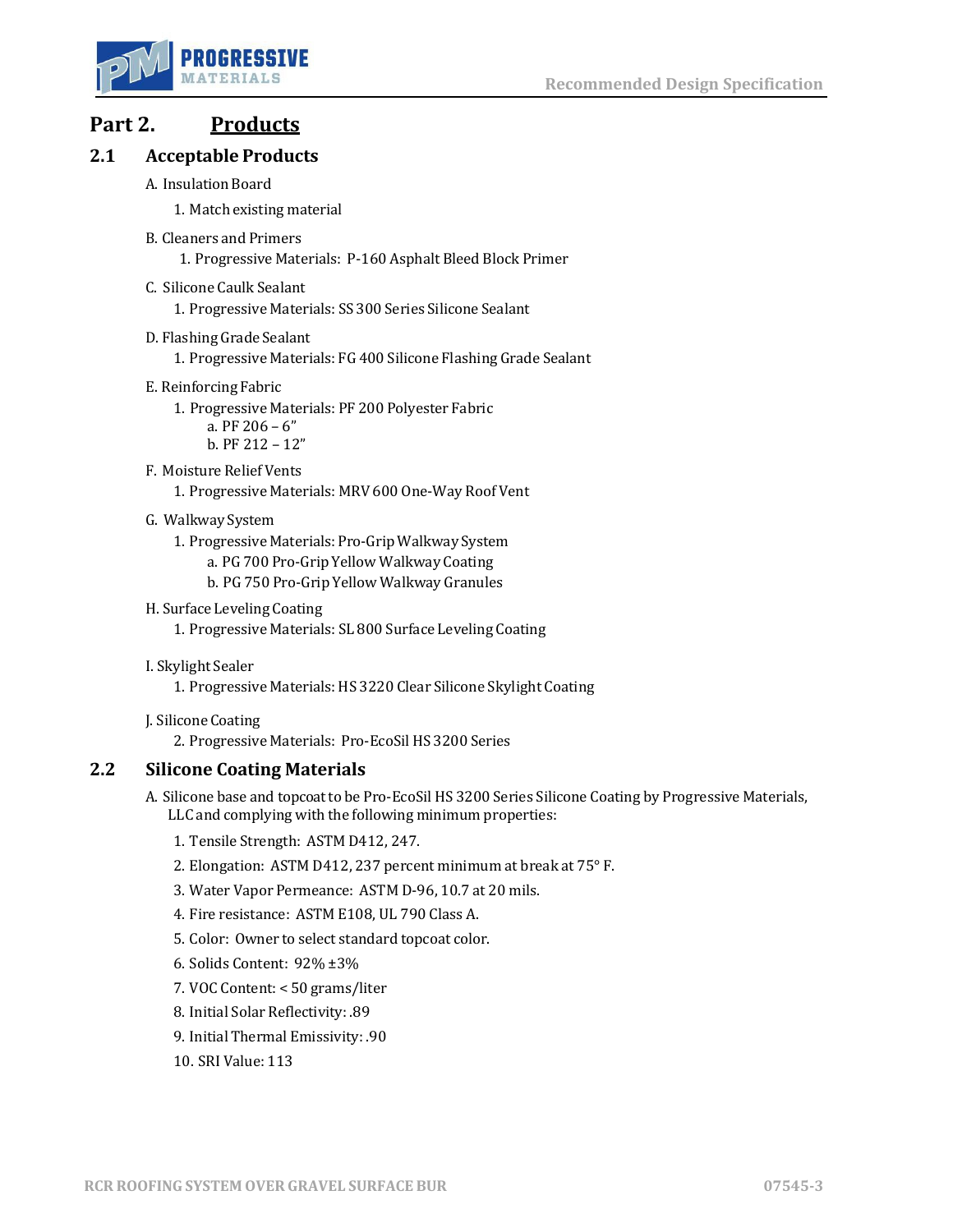# Part 2. Products

## 2.1 Acceptable Products

A. Insulation Board

1. Match existing material

B. Cleaners and Primers

1. Progressive Materials: P-160 Asphalt Bleed Block Primer

C. Silicone Caulk Sealant

1. Progressive Materials: SS 300 Series Silicone Sealant

D. Flashing Grade Sealant

1. Progressive Materials: FG 400 Silicone Flashing Grade Sealant

E. Reinforcing Fabric

1. Progressive Materials: PF 200 Polyester Fabric
   a. PF 206 – 6"
   b. PF 212 – 12"

F. Moisture Relief Vents

1. Progressive Materials: MRV 600 One-Way Roof Vent

G. Walkway System

1. Progressive Materials: Pro-Grip Walkway System
   a. PG 700 Pro-Grip Yellow Walkway Coating
   b. PG 750 Pro-Grip Yellow Walkway Granules

H. Surface Leveling Coating

1. Progressive Materials: SL 800 Surface Leveling Coating

I. Skylight Sealer

1. Progressive Materials: HS 3220 Clear Silicone Skylight Coating

J. Silicone Coating

2. Progressive Materials: Pro-EcoSil HS 3200 Series

## 2.2 Silicone Coating Materials

A. Silicone base and topcoat to be Pro-EcoSil HS 3200 Series Silicone Coating by Progressive Materials, LLC and complying with the following minimum properties:

1. Tensile Strength: ASTM D412, 247.
2. Elongation: ASTM D412, 237 percent minimum at break at 75° F.
3. Water Vapor Permeance: ASTM D-96, 10.7 at 20 mils.
4. Fire resistance: ASTM E108, UL 790 Class A.
5. Color: Owner to select standard topcoat color.
6. Solids Content: 92% ±3%
7. VOC Content: < 50 grams/liter
8. Initial Solar Reflectivity: .89
9. Initial Thermal Emissivity: .90
10. SRI Value: 113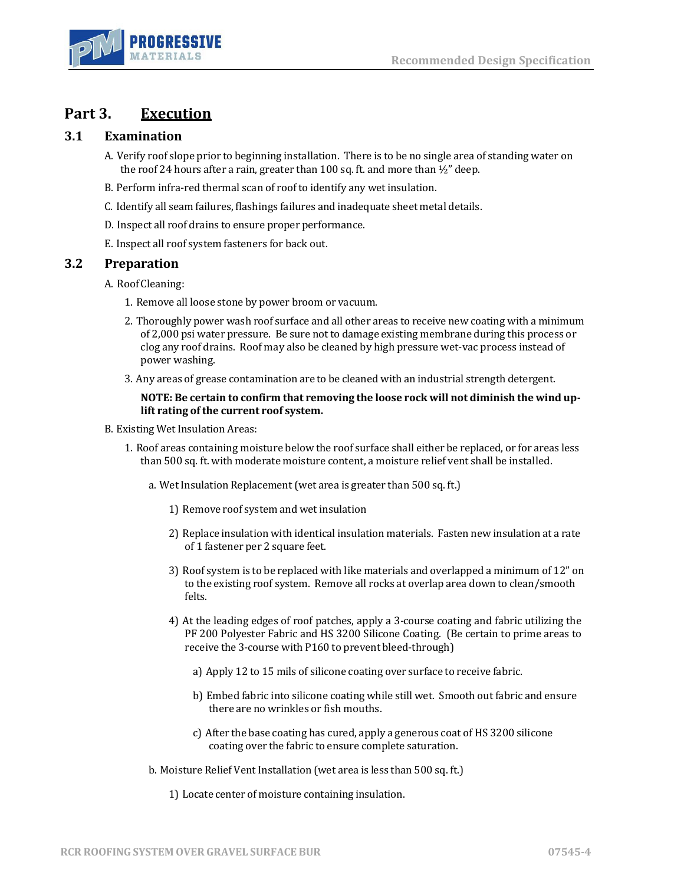# Part 3. Execution

## 3.1 Examination

A. Verify roof slope prior to beginning installation. There is to be no single area of standing water on the roof 24 hours after a rain, greater than 100 sq. ft. and more than ½" deep.

B. Perform infra-red thermal scan of roof to identify any wet insulation.

C. Identify all seam failures, flashings failures and inadequate sheet metal details.

D. Inspect all roof drains to ensure proper performance.

E. Inspect all roof system fasteners for back out.

## 3.2 Preparation

A. Roof Cleaning:

1. Remove all loose stone by power broom or vacuum.
2. Thoroughly power wash roof surface and all other areas to receive new coating with a minimum of 2,000 psi water pressure. Be sure not to damage existing membrane during this process or clog any roof drains. Roof may also be cleaned by high pressure wet-vac process instead of power washing.
3. Any areas of grease contamination are to be cleaned with an industrial strength detergent.

**NOTE: Be certain to confirm that removing the loose rock will not diminish the wind up-lift rating of the current roof system.**

B. Existing Wet Insulation Areas:

1. Roof areas containing moisture below the roof surface shall either be replaced, or for areas less than 500 sq. ft. with moderate moisture content, a moisture relief vent shall be installed.

   a. Wet Insulation Replacement (wet area is greater than 500 sq. ft.)

      1) Remove roof system and wet insulation

      2) Replace insulation with identical insulation materials. Fasten new insulation at a rate of 1 fastener per 2 square feet.

      3) Roof system is to be replaced with like materials and overlapped a minimum of 12" on to the existing roof system. Remove all rocks at overlap area down to clean/smooth felts.

      4) At the leading edges of roof patches, apply a 3-course coating and fabric utilizing the PF 200 Polyester Fabric and HS 3200 Silicone Coating. (Be certain to prime areas to receive the 3-course with P160 to prevent bleed-through)

         a) Apply 12 to 15 mils of silicone coating over surface to receive fabric.

         b) Embed fabric into silicone coating while still wet. Smooth out fabric and ensure there are no wrinkles or fish mouths.

         c) After the base coating has cured, apply a generous coat of HS 3200 silicone coating over the fabric to ensure complete saturation.

   b. Moisture Relief Vent Installation (wet area is less than 500 sq. ft.)

      1) Locate center of moisture containing insulation.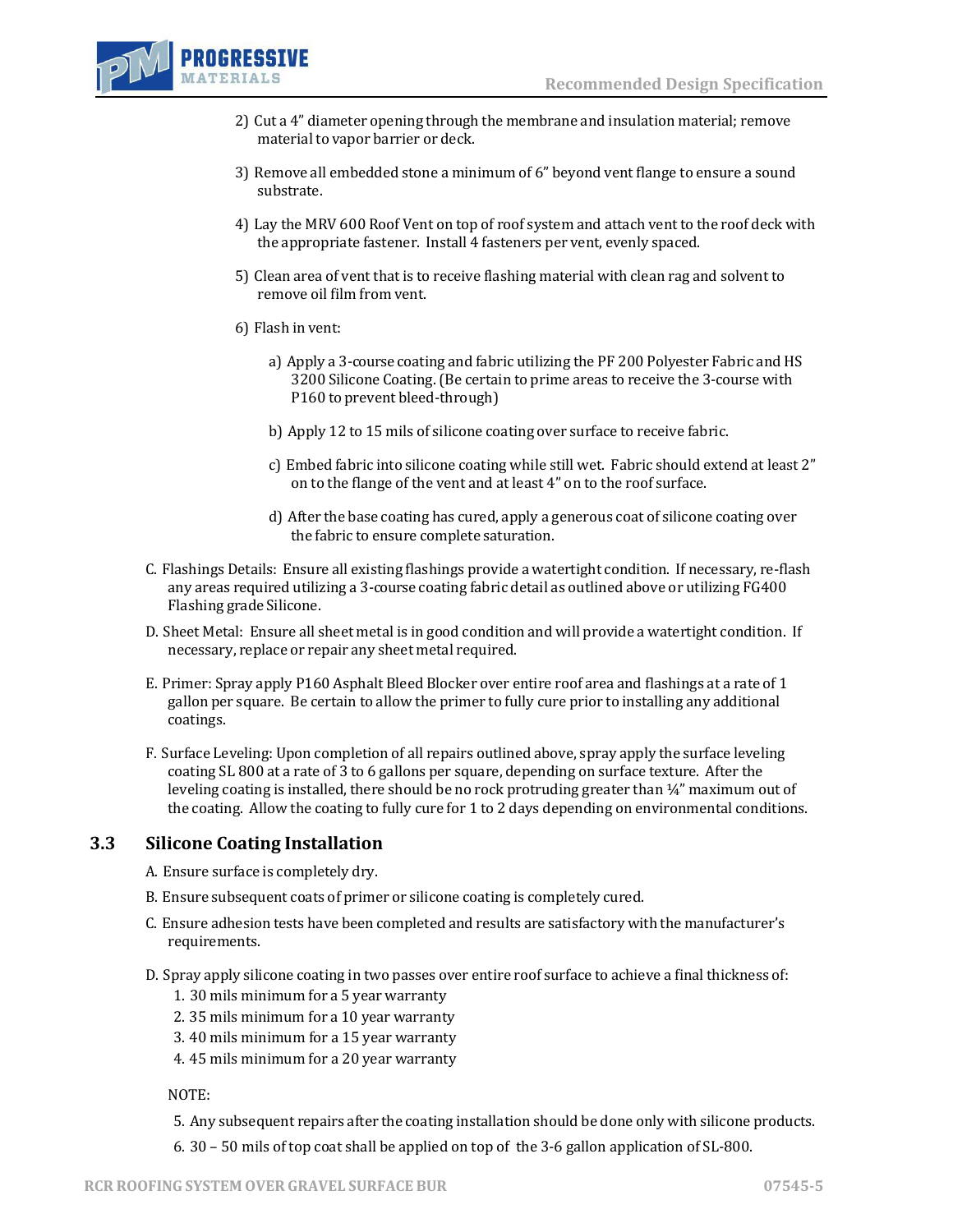2) Cut a 4" diameter opening through the membrane and insulation material; remove material to vapor barrier or deck.

3) Remove all embedded stone a minimum of 6" beyond vent flange to ensure a sound substrate.

4) Lay the MRV 600 Roof Vent on top of roof system and attach vent to the roof deck with the appropriate fastener. Install 4 fasteners per vent, evenly spaced.

5) Clean area of vent that is to receive flashing material with clean rag and solvent to remove oil film from vent.

6) Flash in vent:

   a) Apply a 3-course coating and fabric utilizing the PF 200 Polyester Fabric and HS 3200 Silicone Coating. (Be certain to prime areas to receive the 3-course with P160 to prevent bleed-through)

   b) Apply 12 to 15 mils of silicone coating over surface to receive fabric.

   c) Embed fabric into silicone coating while still wet. Fabric should extend at least 2" on to the flange of the vent and at least 4" on to the roof surface.

   d) After the base coating has cured, apply a generous coat of silicone coating over the fabric to ensure complete saturation.

C. Flashings Details: Ensure all existing flashings provide a watertight condition. If necessary, re-flash any areas required utilizing a 3-course coating fabric detail as outlined above or utilizing FG400 Flashing grade Silicone.

D. Sheet Metal: Ensure all sheet metal is in good condition and will provide a watertight condition. If necessary, replace or repair any sheet metal required.

E. Primer: Spray apply P160 Asphalt Bleed Blocker over entire roof area and flashings at a rate of 1 gallon per square. Be certain to allow the primer to fully cure prior to installing any additional coatings.

F. Surface Leveling: Upon completion of all repairs outlined above, spray apply the surface leveling coating SL 800 at a rate of 3 to 6 gallons per square, depending on surface texture. After the leveling coating is installed, there should be no rock protruding greater than ¼" maximum out of the coating. Allow the coating to fully cure for 1 to 2 days depending on environmental conditions.

## 3.3 Silicone Coating Installation

A. Ensure surface is completely dry.

B. Ensure subsequent coats of primer or silicone coating is completely cured.

C. Ensure adhesion tests have been completed and results are satisfactory with the manufacturer's requirements.

D. Spray apply silicone coating in two passes over entire roof surface to achieve a final thickness of:

1. 30 mils minimum for a 5 year warranty
2. 35 mils minimum for a 10 year warranty
3. 40 mils minimum for a 15 year warranty
4. 45 mils minimum for a 20 year warranty

NOTE:

5. Any subsequent repairs after the coating installation should be done only with silicone products.
6. 30 – 50 mils of top coat shall be applied on top of the 3-6 gallon application of SL-800.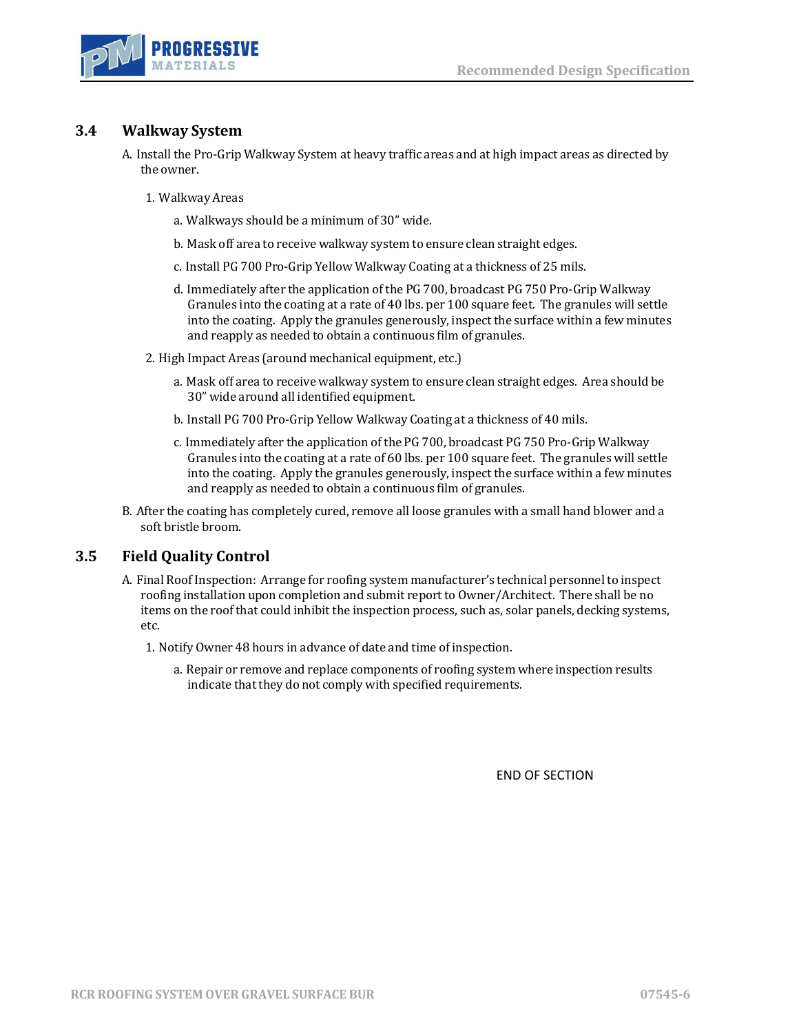## 3.4 Walkway System

A. Install the Pro-Grip Walkway System at heavy traffic areas and at high impact areas as directed by the owner.

1. Walkway Areas

   a. Walkways should be a minimum of 30” wide.

   b. Mask off area to receive walkway system to ensure clean straight edges.

   c. Install PG 700 Pro-Grip Yellow Walkway Coating at a thickness of 25 mils.

   d. Immediately after the application of the PG 700, broadcast PG 750 Pro-Grip Walkway Granules into the coating at a rate of 40 lbs. per 100 square feet. The granules will settle into the coating. Apply the granules generously, inspect the surface within a few minutes and reapply as needed to obtain a continuous film of granules.

2. High Impact Areas (around mechanical equipment, etc.)

   a. Mask off area to receive walkway system to ensure clean straight edges. Area should be 30” wide around all identified equipment.

   b. Install PG 700 Pro-Grip Yellow Walkway Coating at a thickness of 40 mils.

   c. Immediately after the application of the PG 700, broadcast PG 750 Pro-Grip Walkway Granules into the coating at a rate of 60 lbs. per 100 square feet. The granules will settle into the coating. Apply the granules generously, inspect the surface within a few minutes and reapply as needed to obtain a continuous film of granules.

B. After the coating has completely cured, remove all loose granules with a small hand blower and a soft bristle broom.

## 3.5 Field Quality Control

A. Final Roof Inspection: Arrange for roofing system manufacturer’s technical personnel to inspect roofing installation upon completion and submit report to Owner/Architect. There shall be no items on the roof that could inhibit the inspection process, such as, solar panels, decking systems, etc.

1. Notify Owner 48 hours in advance of date and time of inspection.

   a. Repair or remove and replace components of roofing system where inspection results indicate that they do not comply with specified requirements.

END OF SECTION